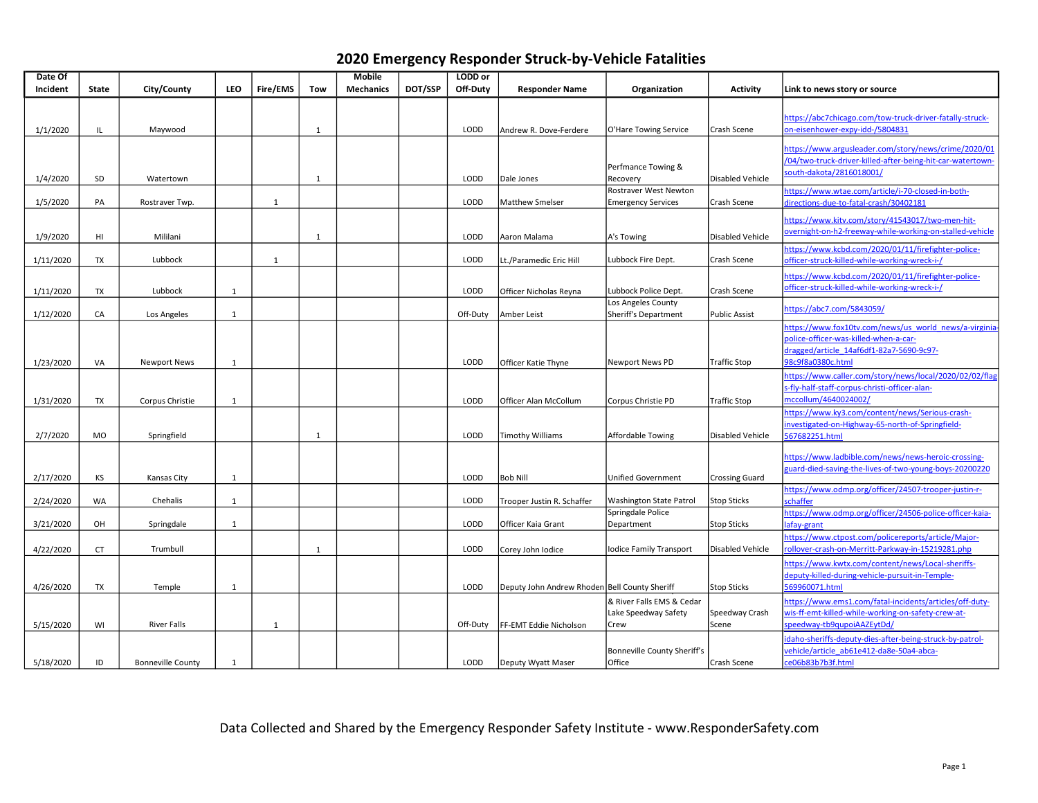# 2020 Emergency Responder Struck-by-Vehicle Fatalities

| Date Of Incident | State | City/County | LEO | Fire/EMS | Tow | Mobile Mechanics | DOT/SSP | LODD or Off-Duty | Responder Name | Organization | Activity | Link to news story or source |
|---|---|---|---|---|---|---|---|---|---|---|---|---|
| 1/1/2020 | IL | Maywood | | | 1 | | | LODD | Andrew R. Dove-Ferdere | O'Hare Towing Service | Crash Scene | https://abc7chicago.com/tow-truck-driver-fatally-struck-on-eisenhower-expy-idd-/5804831 |
| 1/4/2020 | SD | Watertown | | | 1 | | | LODD | Dale Jones | Perfmance Towing & Recovery | Disabled Vehicle | https://www.argusleader.com/story/news/crime/2020/01/04/two-truck-driver-killed-after-being-hit-car-watertown-south-dakota/2816018001/ |
| 1/5/2020 | PA | Rostraver Twp. | | 1 | | | | LODD | Matthew Smelser | Rostraver West Newton Emergency Services | Crash Scene | https://www.wtae.com/article/i-70-closed-in-both-directions-due-to-fatal-crash/30402181 |
| 1/9/2020 | HI | Mililani | | | 1 | | | LODD | Aaron Malama | A's Towing | Disabled Vehicle | https://www.kitv.com/story/41543017/two-men-hit-overnight-on-h2-freeway-while-working-on-stalled-vehicle |
| 1/11/2020 | TX | Lubbock | | 1 | | | | LODD | Lt./Paramedic Eric Hill | Lubbock Fire Dept. | Crash Scene | https://www.kcbd.com/2020/01/11/firefighter-police-officer-struck-killed-while-working-wreck-i-/ |
| 1/11/2020 | TX | Lubbock | 1 | | | | | LODD | Officer Nicholas Reyna | Lubbock Police Dept. | Crash Scene | https://www.kcbd.com/2020/01/11/firefighter-police-officer-struck-killed-while-working-wreck-i-/ |
| 1/12/2020 | CA | Los Angeles | 1 | | | | | Off-Duty | Amber Leist | Los Angeles County Sheriff's Department | Public Assist | https://abc7.com/5843059/ |
| 1/23/2020 | VA | Newport News | 1 | | | | | LODD | Officer Katie Thyne | Newport News PD | Traffic Stop | https://www.fox10tv.com/news/us_world_news/a-virginia-police-officer-was-killed-when-a-car-dragged/article_14af6df1-82a7-5690-9c97-98c9f8a0380c.html |
| 1/31/2020 | TX | Corpus Christie | 1 | | | | | LODD | Officer Alan McCollum | Corpus Christie PD | Traffic Stop | https://www.caller.com/story/news/local/2020/02/02/flags-fly-half-staff-corpus-christi-officer-alan-mccollum/4640024002/ |
| 2/7/2020 | MO | Springfield | | | 1 | | | LODD | Timothy Williams | Affordable Towing | Disabled Vehicle | https://www.ky3.com/content/news/Serious-crash-investigated-on-Highway-65-north-of-Springfield-567682251.html |
| 2/17/2020 | KS | Kansas City | 1 | | | | | LODD | Bob Nill | Unified Government | Crossing Guard | https://www.ladbible.com/news/news-heroic-crossing-guard-died-saving-the-lives-of-two-young-boys-20200220 |
| 2/24/2020 | WA | Chehalis | 1 | | | | | LODD | Trooper Justin R. Schaffer | Washington State Patrol | Stop Sticks | https://www.odmp.org/officer/24507-trooper-justin-r-schaffer |
| 3/21/2020 | OH | Springdale | 1 | | | | | LODD | Officer Kaia Grant | Springdale Police Department | Stop Sticks | https://www.odmp.org/officer/24506-police-officer-kaia-lafay-grant |
| 4/22/2020 | CT | Trumbull | | | 1 | | | LODD | Corey John Iodice | Iodice Family Transport | Disabled Vehicle | https://www.ctpost.com/policereports/article/Major-rollover-crash-on-Merritt-Parkway-in-15219281.php |
| 4/26/2020 | TX | Temple | 1 | | | | | LODD | Deputy John Andrew Rhoden | Bell County Sheriff | Stop Sticks | https://www.kwtx.com/content/news/Local-sheriffs-deputy-killed-during-vehicle-pursuit-in-Temple-569960071.html |
| 5/15/2020 | WI | River Falls | | 1 | | | | Off-Duty | FF-EMT Eddie Nicholson | & River Falls EMS & Cedar Lake Speedway Safety Crew | Speedway Crash Scene | https://www.ems1.com/fatal-incidents/articles/off-duty-wis-ff-emt-killed-while-working-on-safety-crew-at-speedway-tb9qupoiAAZEytDd/ |
| 5/18/2020 | ID | Bonneville County | 1 | | | | | LODD | Deputy Wyatt Maser | Bonneville County Sheriff's Office | Crash Scene | idaho-sheriffs-deputy-dies-after-being-struck-by-patrol-vehicle/article_ab61e412-da8e-50a4-abca-ce06b83b7b3f.html |

Data Collected and Shared by the Emergency Responder Safety Institute - www.ResponderSafety.com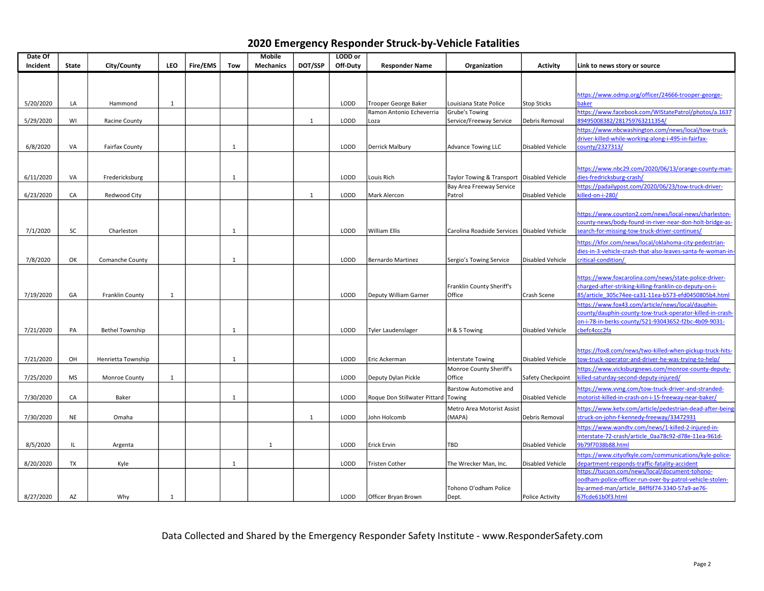# 2020 Emergency Responder Struck-by-Vehicle Fatalities

| Date Of Incident | State | City/County | LEO | Fire/EMS | Tow | Mobile Mechanics | DOT/SSP | LODD or Off-Duty | Responder Name | Organization | Activity | Link to news story or source |
|---|---|---|---|---|---|---|---|---|---|---|---|---|
| 5/20/2020 | LA | Hammond | 1 | | | | | LODD | Trooper George Baker | Louisiana State Police | Stop Sticks | https://www.odmp.org/officer/24666-trooper-george-baker |
| 5/29/2020 | WI | Racine County | | | | | 1 | LODD | Ramon Antonio Echeverria Loza | Grube's Towing Service/Freeway Service | Debris Removal | https://www.facebook.com/WIStatePatrol/photos/a.163789495008382/281759763211354/ |
| 6/8/2020 | VA | Fairfax County | | | 1 | | | LODD | Derrick Malbury | Advance Towing LLC | Disabled Vehicle | https://www.nbcwashington.com/news/local/tow-truck-driver-killed-while-working-along-i-495-in-fairfax-county/2327313/ |
| 6/11/2020 | VA | Fredericksburg | | | 1 | | | LODD | Louis Rich | Taylor Towing & Transport | Disabled Vehicle | https://www.nbc29.com/2020/06/13/orange-county-man-dies-fredricksburg-crash/ |
| 6/23/2020 | CA | Redwood City | | | | | 1 | LODD | Mark Alercon | Bay Area Freeway Service Patrol | Disabled Vehicle | https://padailypost.com/2020/06/23/tow-truck-driver-killed-on-i-280/ |
| 7/1/2020 | SC | Charleston | | | 1 | | | LODD | William Ellis | Carolina Roadside Services | Disabled Vehicle | https://www.counton2.com/news/local-news/charleston-county-news/body-found-in-river-near-don-holt-bridge-as-search-for-missing-tow-truck-driver-continues/ |
| 7/8/2020 | OK | Comanche County | | | 1 | | | LODD | Bernardo Martinez | Sergio's Towing Service | Disabled Vehicle | https://kfor.com/news/local/oklahoma-city-pedestrian-dies-in-3-vehicle-crash-that-also-leaves-santa-fe-woman-in-critical-condition/ |
| 7/19/2020 | GA | Franklin County | 1 | | | | | LODD | Deputy William Garner | Franklin County Sheriff's Office | Crash Scene | https://www.foxcarolina.com/news/state-police-driver-charged-after-striking-killing-franklin-co-deputy-on-i-85/article_305c74ee-ca31-11ea-b573-efd0450805b4.html |
| 7/21/2020 | PA | Bethel Township | | | 1 | | | LODD | Tyler Laudenslager | H & S Towing | Disabled Vehicle | https://www.fox43.com/article/news/local/dauphin-county/dauphin-county-tow-truck-operator-killed-in-crash-on-i-78-in-berks-county/521-93043652-f2bc-4b09-9031-cbefc4ccc2fa |
| 7/21/2020 | OH | Henrietta Township | | | 1 | | | LODD | Eric Ackerman | Interstate Towing | Disabled Vehicle | https://fox8.com/news/two-killed-when-pickup-truck-hits-tow-truck-operator-and-driver-he-was-trying-to-help/ |
| 7/25/2020 | MS | Monroe County | 1 | | | | | LODD | Deputy Dylan Pickle | Monroe County Sheriff's Office | Safety Checkpoint | https://www.vicksburgnews.com/monroe-county-deputy-killed-saturday-second-deputy-injured/ |
| 7/30/2020 | CA | Baker | | | 1 | | | LODD | Roque Don Stillwater Pittard | Barstow Automotive and Towing | Disabled Vehicle | https://www.vvng.com/tow-truck-driver-and-stranded-motorist-killed-in-crash-on-i-15-freeway-near-baker/ |
| 7/30/2020 | NE | Omaha | | | | | 1 | LODD | John Holcomb | Metro Area Motorist Assist (MAPA) | Debris Removal | https://www.ketv.com/article/pedestrian-dead-after-being-struck-on-john-f-kennedy-freeway/33472931 |
| 8/5/2020 | IL | Argenta | | | | 1 | | LODD | Erick Ervin | TBD | Disabled Vehicle | https://www.wandtv.com/news/1-killed-2-injured-in-interstate-72-crash/article_0aa78c92-d78e-11ea-961d-9b79f7038b88.html |
| 8/20/2020 | TX | Kyle | | | 1 | | | LODD | Tristen Cother | The Wrecker Man, Inc. | Disabled Vehicle | https://www.cityofkyle.com/communications/kyle-police-department-responds-traffic-fatality-accident |
| 8/27/2020 | AZ | Why | 1 | | | | | LODD | Officer Bryan Brown | Tohono O'odham Police Dept. | Police Activity | https://tucson.com/news/local/document-tohono-oodham-police-officer-run-over-by-patrol-vehicle-stolen-by-armed-man/article_84ff6f74-3340-57a9-ae76-67fcde61b0f3.html |

Data Collected and Shared by the Emergency Responder Safety Institute - www.ResponderSafety.com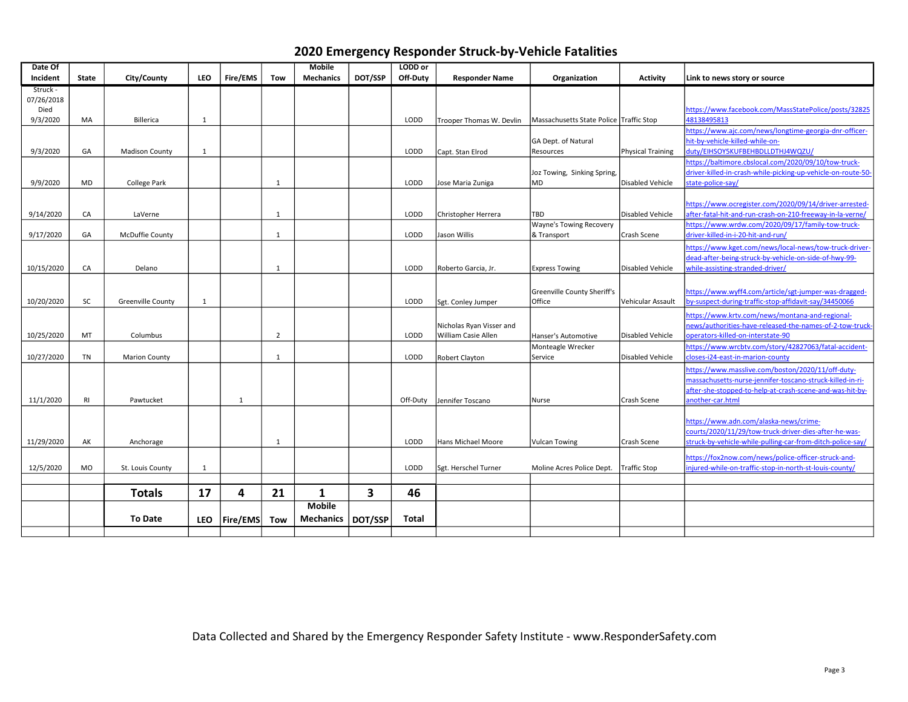# 2020 Emergency Responder Struck-by-Vehicle Fatalities

| Date Of Incident | State | City/County | LEO | Fire/EMS | Tow | Mobile Mechanics | DOT/SSP | LODD or Off-Duty | Responder Name | Organization | Activity | Link to news story or source |
|---|---|---|---|---|---|---|---|---|---|---|---|---|
| Struck - 07/26/2018 Died 9/3/2020 | MA | Billerica | 1 | | | | | LODD | Trooper Thomas W. Devlin | Massachusetts State Police | Traffic Stop | https://www.facebook.com/MassStatePolice/posts/3282548138495813 |
| 9/3/2020 | GA | Madison County | 1 | | | | | LODD | Capt. Stan Elrod | GA Dept. of Natural Resources | Physical Training | https://www.ajc.com/news/longtime-georgia-dnr-officer-hit-by-vehicle-killed-while-on-duty/EIHSOY5KUFBEHBDLLDTHJ4WQZU/ |
| 9/9/2020 | MD | College Park | | | 1 | | | LODD | Jose Maria Zuniga | Joz Towing, Sinking Spring, MD | Disabled Vehicle | https://baltimore.cbslocal.com/2020/09/10/tow-truck-driver-killed-in-crash-while-picking-up-vehicle-on-route-50-state-police-say/ |
| 9/14/2020 | CA | LaVerne | | | 1 | | | LODD | Christopher Herrera | TBD | Disabled Vehicle | https://www.ocregister.com/2020/09/14/driver-arrested-after-fatal-hit-and-run-crash-on-210-freeway-in-la-verne/ |
| 9/17/2020 | GA | McDuffie County | | | 1 | | | LODD | Jason Willis | Wayne's Towing Recovery & Transport | Crash Scene | https://www.wrdw.com/2020/09/17/family-tow-truck-driver-killed-in-i-20-hit-and-run/ |
| 10/15/2020 | CA | Delano | | | 1 | | | LODD | Roberto Garcia, Jr. | Express Towing | Disabled Vehicle | https://www.kget.com/news/local-news/tow-truck-driver-dead-after-being-struck-by-vehicle-on-side-of-hwy-99-while-assisting-stranded-driver/ |
| 10/20/2020 | SC | Greenville County | 1 | | | | | LODD | Sgt. Conley Jumper | Greenville County Sheriff's Office | Vehicular Assault | https://www.wyff4.com/article/sgt-jumper-was-dragged-by-suspect-during-traffic-stop-affidavit-say/34450066 |
| 10/25/2020 | MT | Columbus | | | 2 | | | LODD | Nicholas Ryan Visser and William Casie Allen | Hanser's Automotive | Disabled Vehicle | https://www.krtv.com/news/montana-and-regional-news/authorities-have-released-the-names-of-2-tow-truck-operators-killed-on-interstate-90 |
| 10/27/2020 | TN | Marion County | | | 1 | | | LODD | Robert Clayton | Monteagle Wrecker Service | Disabled Vehicle | https://www.wrcbtv.com/story/42827063/fatal-accident-closes-i24-east-in-marion-county |
| 11/1/2020 | RI | Pawtucket | | 1 | | | | Off-Duty | Jennifer Toscano | Nurse | Crash Scene | https://www.masslive.com/boston/2020/11/off-duty-massachusetts-nurse-jennifer-toscano-struck-killed-in-ri-after-she-stopped-to-help-at-crash-scene-and-was-hit-by-another-car.html |
| 11/29/2020 | AK | Anchorage | | | 1 | | | LODD | Hans Michael Moore | Vulcan Towing | Crash Scene | https://www.adn.com/alaska-news/crime-courts/2020/11/29/tow-truck-driver-dies-after-he-was-struck-by-vehicle-while-pulling-car-from-ditch-police-say/ |
| 12/5/2020 | MO | St. Louis County | 1 | | | | | LODD | Sgt. Herschel Turner | Moline Acres Police Dept. | Traffic Stop | https://fox2now.com/news/police-officer-struck-and-injured-while-on-traffic-stop-in-north-st-louis-county/ |
| | | **Totals** | **17** | **4** | **21** | **1** | **3** | **46** | | | | |
| | | **To Date** | **LEO** | **Fire/EMS** | **Tow** | **Mobile Mechanics** | **DOT/SSP** | **Total** | | | | |

Data Collected and Shared by the Emergency Responder Safety Institute - www.ResponderSafety.com